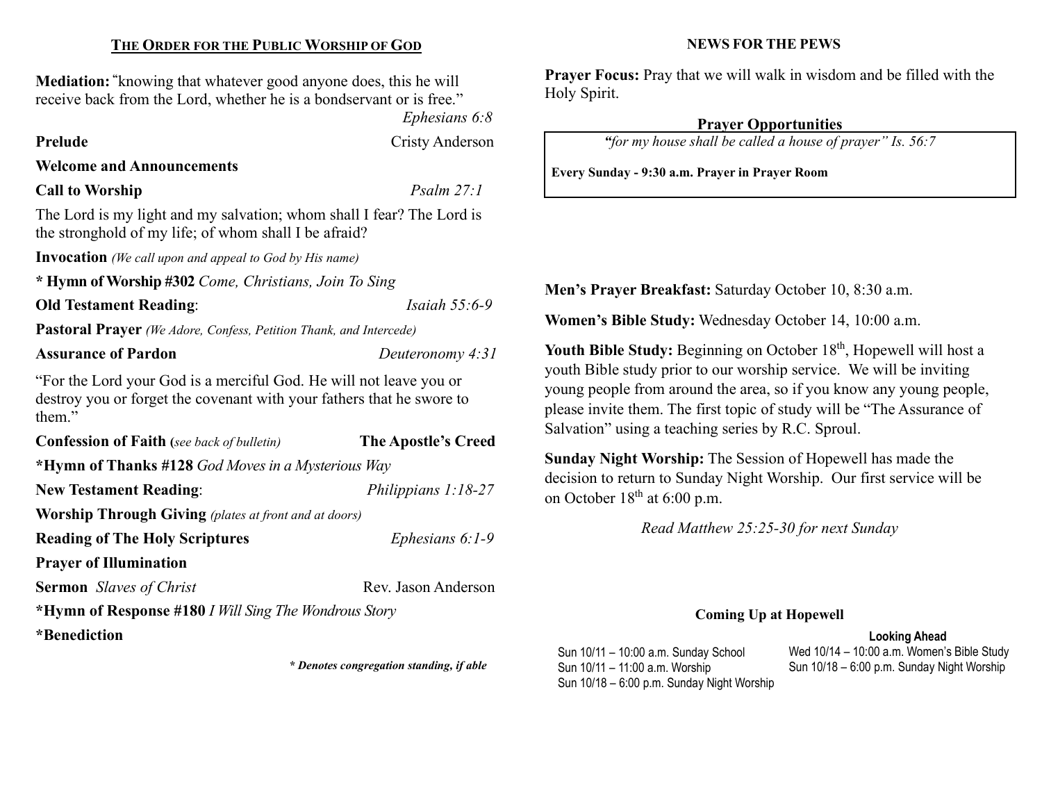## THE ORDER FOR THE PUBLIC WORSHIP OF GOD

**Mediation:** "knowing that whatever good anyone does, this he will receive back from the Lord, whether he is a bondservant or is free."
*Ephesians 6:8*

**Prelude** — Cristy Anderson

**Welcome and Announcements**

**Call to Worship** — *Psalm 27:1*

The Lord is my light and my salvation; whom shall I fear? The Lord is the stronghold of my life; of whom shall I be afraid?

**Invocation** *(We call upon and appeal to God by His name)*

**\* Hymn of Worship #302** *Come, Christians, Join To Sing*

**Old Testament Reading**: *Isaiah 55:6-9*

**Pastoral Prayer** *(We Adore, Confess, Petition Thank, and Intercede)*

**Assurance of Pardon** — *Deuteronomy 4:31*

"For the Lord your God is a merciful God. He will not leave you or destroy you or forget the covenant with your fathers that he swore to them."

**Confession of Faith (***see back of bulletin***)** — **The Apostle's Creed**

**\*Hymn of Thanks #128** *God Moves in a Mysterious Way*

**New Testament Reading**: *Philippians 1:18-27*

**Worship Through Giving** *(plates at front and at doors)*

**Reading of The Holy Scriptures** — *Ephesians 6:1-9*

**Prayer of Illumination**

**Sermon** *Slaves of Christ* — Rev. Jason Anderson

**\*Hymn of Response #180** *I Will Sing The Wondrous Story*

**\*Benediction**

***\* Denotes congregation standing, if able***

## NEWS FOR THE PEWS

**Prayer Focus:** Pray that we will walk in wisdom and be filled with the Holy Spirit.

### Prayer Opportunities

*"for my house shall be called a house of prayer" Is. 56:7*

**Every Sunday - 9:30 a.m. Prayer in Prayer Room**

**Men's Prayer Breakfast:** Saturday October 10, 8:30 a.m.

**Women's Bible Study:** Wednesday October 14, 10:00 a.m.

**Youth Bible Study:** Beginning on October 18th, Hopewell will host a youth Bible study prior to our worship service. We will be inviting young people from around the area, so if you know any young people, please invite them. The first topic of study will be "The Assurance of Salvation" using a teaching series by R.C. Sproul.

**Sunday Night Worship:** The Session of Hopewell has made the decision to return to Sunday Night Worship. Our first service will be on October 18th at 6:00 p.m.

*Read Matthew 25:25-30 for next Sunday*

### Coming Up at Hopewell

Sun 10/11 – 10:00 a.m. Sunday School
Sun 10/11 – 11:00 a.m. Worship
Sun 10/18 – 6:00 p.m. Sunday Night Worship

**Looking Ahead**

Wed 10/14 – 10:00 a.m. Women's Bible Study
Sun 10/18 – 6:00 p.m. Sunday Night Worship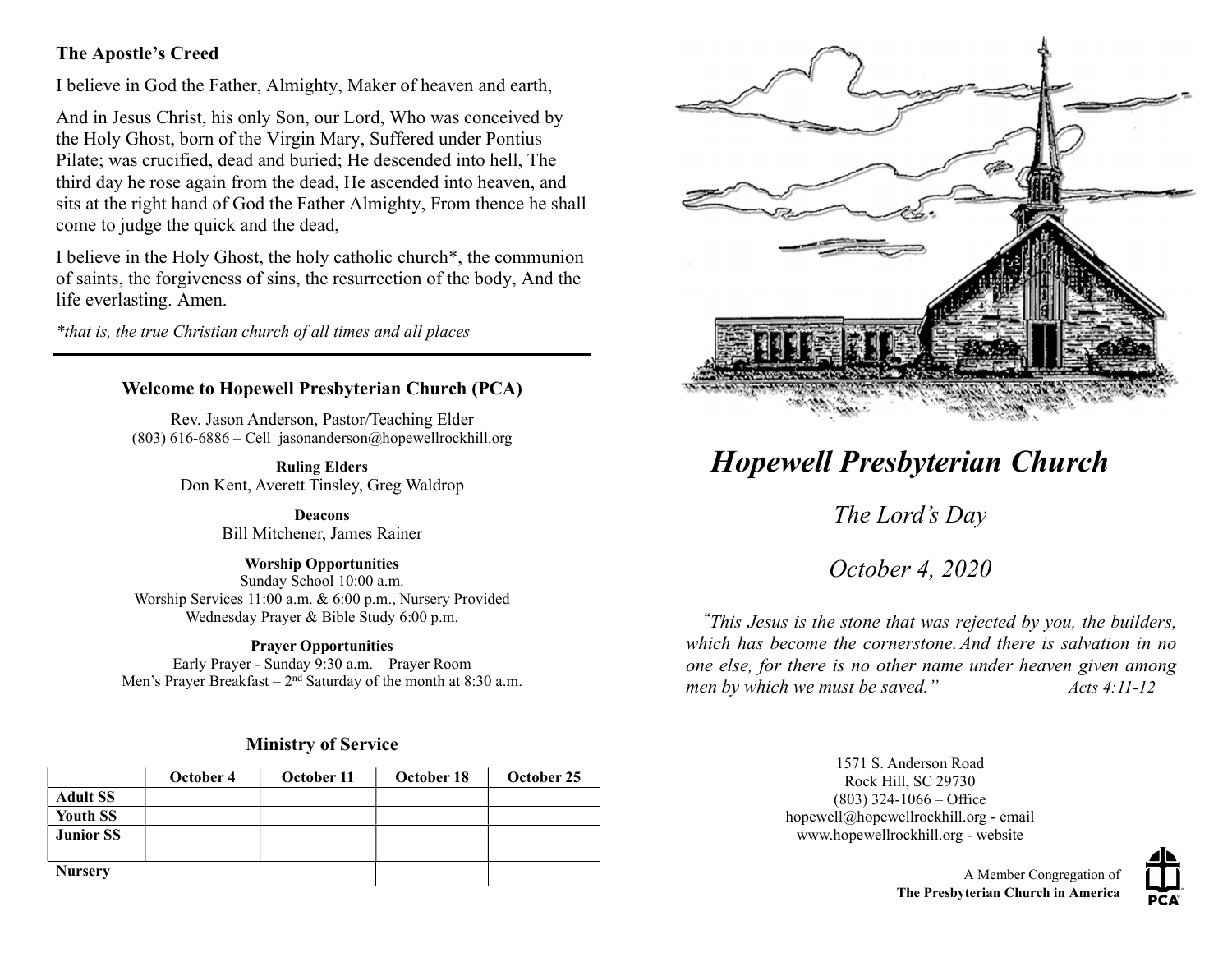**The Apostle's Creed**

I believe in God the Father, Almighty, Maker of heaven and earth,

And in Jesus Christ, his only Son, our Lord, Who was conceived by the Holy Ghost, born of the Virgin Mary, Suffered under Pontius Pilate; was crucified, dead and buried; He descended into hell, The third day he rose again from the dead, He ascended into heaven, and sits at the right hand of God the Father Almighty, From thence he shall come to judge the quick and the dead,

I believe in the Holy Ghost, the holy catholic church*, the communion of saints, the forgiveness of sins, the resurrection of the body, And the life everlasting. Amen.

*\*that is, the true Christian church of all times and all places*

---

### Welcome to Hopewell Presbyterian Church (PCA)

Rev. Jason Anderson, Pastor/Teaching Elder
(803) 616-6886 – Cell jasonanderson@hopewellrockhill.org

**Ruling Elders**
Don Kent, Averett Tinsley, Greg Waldrop

**Deacons**
Bill Mitchener, James Rainer

**Worship Opportunities**
Sunday School 10:00 a.m.
Worship Services 11:00 a.m. & 6:00 p.m., Nursery Provided
Wednesday Prayer & Bible Study 6:00 p.m.

**Prayer Opportunities**
Early Prayer - Sunday 9:30 a.m. – Prayer Room
Men's Prayer Breakfast – 2nd Saturday of the month at 8:30 a.m.

### Ministry of Service

| | October 4 | October 11 | October 18 | October 25 |
|---|---|---|---|---|
| **Adult SS** | | | | |
| **Youth SS** | | | | |
| **Junior SS** | | | | |
| **Nursery** | | | | |

# *Hopewell Presbyterian Church*

*The Lord's Day*

*October 4, 2020*

*"This Jesus is the stone that was rejected by you, the builders, which has become the cornerstone. And there is salvation in no one else, for there is no other name under heaven given among men by which we must be saved."* *Acts 4:11-12*

1571 S. Anderson Road
Rock Hill, SC 29730
(803) 324-1066 – Office
hopewell@hopewellrockhill.org - email
www.hopewellrockhill.org - website

A Member Congregation of
**The Presbyterian Church in America**